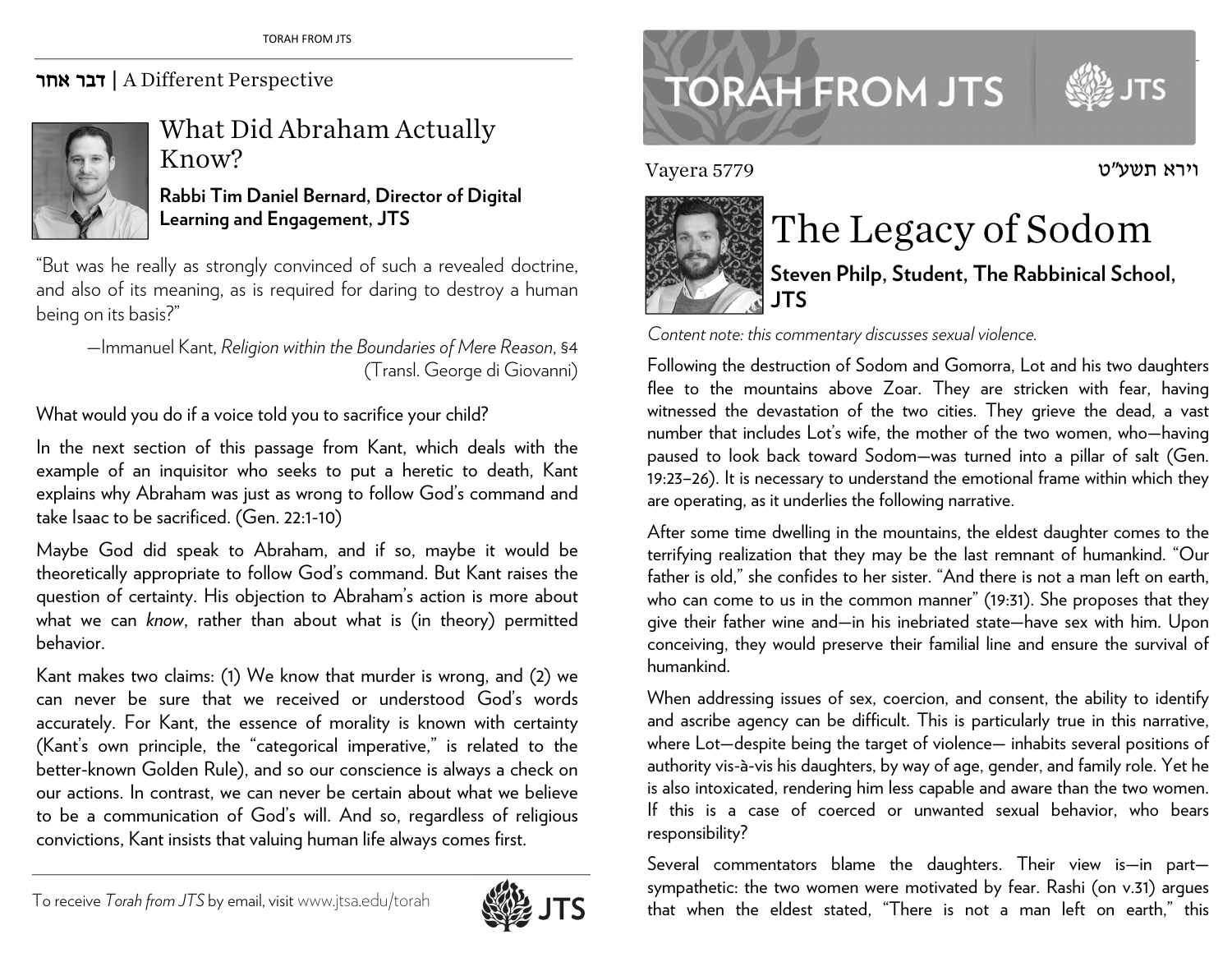## דבר אחר | A Different Perspective

### What Did Abraham Actually Know?

**Rabbi Tim Daniel Bernard, Director of Digital Learning and Engagement, JTS**

"But was he really as strongly convinced of such a revealed doctrine, and also of its meaning, as is required for daring to destroy a human being on its basis?"

—Immanuel Kant, *Religion within the Boundaries of Mere Reason*, §4 (Transl. George di Giovanni)

What would you do if a voice told you to sacrifice your child?

In the next section of this passage from Kant, which deals with the example of an inquisitor who seeks to put a heretic to death, Kant explains why Abraham was just as wrong to follow God's command and take Isaac to be sacrificed. (Gen. 22:1-10)

Maybe God did speak to Abraham, and if so, maybe it would be theoretically appropriate to follow God's command. But Kant raises the question of certainty. His objection to Abraham's action is more about what we can *know*, rather than about what is (in theory) permitted behavior.

Kant makes two claims: (1) We know that murder is wrong, and (2) we can never be sure that we received or understood God's words accurately. For Kant, the essence of morality is known with certainty (Kant's own principle, the "categorical imperative," is related to the better-known Golden Rule), and so our conscience is always a check on our actions. In contrast, we can never be certain about what we believe to be a communication of God's will. And so, regardless of religious convictions, Kant insists that valuing human life always comes first.

To receive *Torah from JTS* by email, visit www.jtsa.edu/torah

# TORAH FROM JTS

Vayera 5779 וירא תשע"ט

## The Legacy of Sodom

**Steven Philp, Student, The Rabbinical School, JTS**

*Content note: this commentary discusses sexual violence.*

Following the destruction of Sodom and Gomorra, Lot and his two daughters flee to the mountains above Zoar. They are stricken with fear, having witnessed the devastation of the two cities. They grieve the dead, a vast number that includes Lot's wife, the mother of the two women, who—having paused to look back toward Sodom—was turned into a pillar of salt (Gen. 19:23–26). It is necessary to understand the emotional frame within which they are operating, as it underlies the following narrative.

After some time dwelling in the mountains, the eldest daughter comes to the terrifying realization that they may be the last remnant of humankind. "Our father is old," she confides to her sister. "And there is not a man left on earth, who can come to us in the common manner" (19:31). She proposes that they give their father wine and—in his inebriated state—have sex with him. Upon conceiving, they would preserve their familial line and ensure the survival of humankind.

When addressing issues of sex, coercion, and consent, the ability to identify and ascribe agency can be difficult. This is particularly true in this narrative, where Lot—despite being the target of violence— inhabits several positions of authority vis-à-vis his daughters, by way of age, gender, and family role. Yet he is also intoxicated, rendering him less capable and aware than the two women. If this is a case of coerced or unwanted sexual behavior, who bears responsibility?

Several commentators blame the daughters. Their view is—in part—sympathetic: the two women were motivated by fear. Rashi (on v.31) argues that when the eldest stated, "There is not a man left on earth," this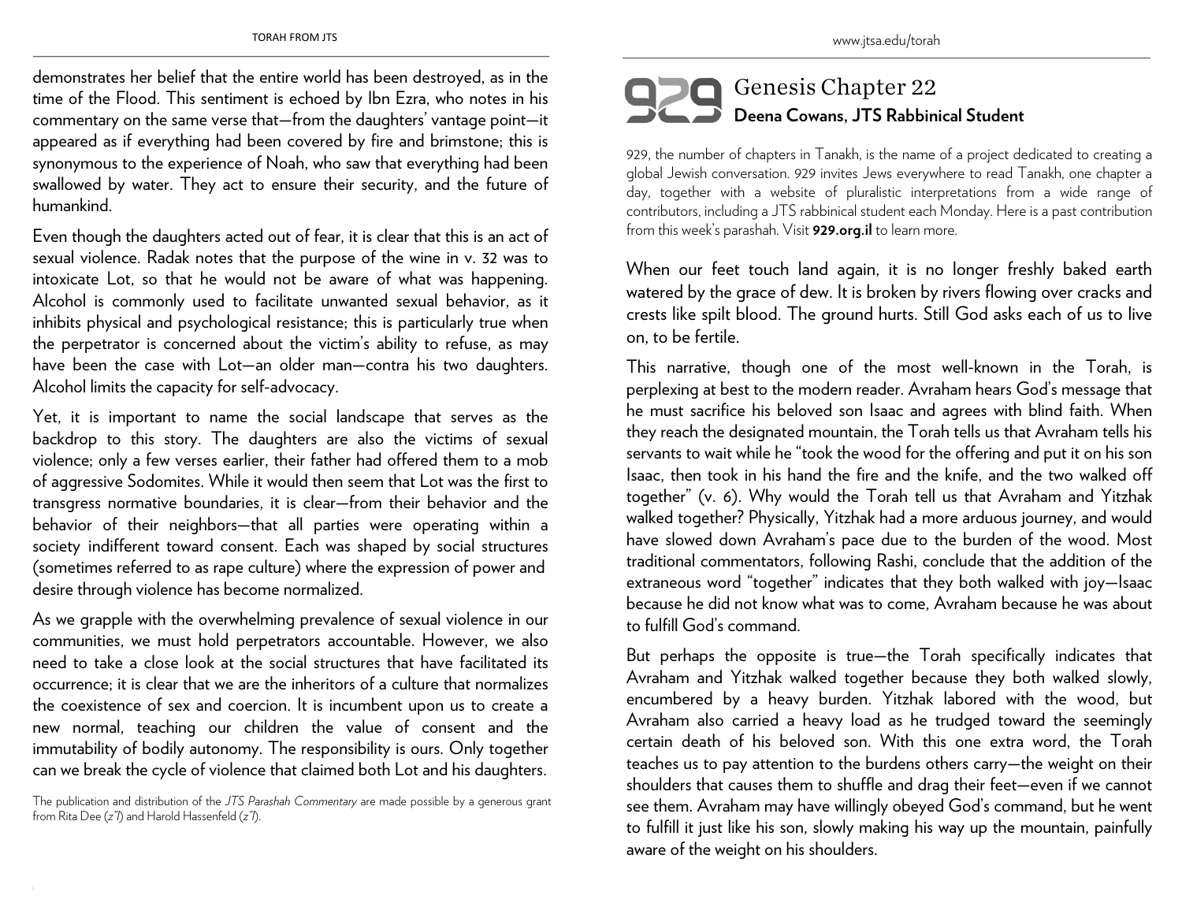demonstrates her belief that the entire world has been destroyed, as in the time of the Flood. This sentiment is echoed by Ibn Ezra, who notes in his commentary on the same verse that—from the daughters' vantage point—it appeared as if everything had been covered by fire and brimstone; this is synonymous to the experience of Noah, who saw that everything had been swallowed by water. They act to ensure their security, and the future of humankind.

Even though the daughters acted out of fear, it is clear that this is an act of sexual violence. Radak notes that the purpose of the wine in v. 32 was to intoxicate Lot, so that he would not be aware of what was happening. Alcohol is commonly used to facilitate unwanted sexual behavior, as it inhibits physical and psychological resistance; this is particularly true when the perpetrator is concerned about the victim's ability to refuse, as may have been the case with Lot—an older man—contra his two daughters. Alcohol limits the capacity for self-advocacy.

Yet, it is important to name the social landscape that serves as the backdrop to this story. The daughters are also the victims of sexual violence; only a few verses earlier, their father had offered them to a mob of aggressive Sodomites. While it would then seem that Lot was the first to transgress normative boundaries, it is clear—from their behavior and the behavior of their neighbors—that all parties were operating within a society indifferent toward consent. Each was shaped by social structures (sometimes referred to as rape culture) where the expression of power and desire through violence has become normalized.

As we grapple with the overwhelming prevalence of sexual violence in our communities, we must hold perpetrators accountable. However, we also need to take a close look at the social structures that have facilitated its occurrence; it is clear that we are the inheritors of a culture that normalizes the coexistence of sex and coercion. It is incumbent upon us to create a new normal, teaching our children the value of consent and the immutability of bodily autonomy. The responsibility is ours. Only together can we break the cycle of violence that claimed both Lot and his daughters.

The publication and distribution of the *JTS Parashah Commentary* are made possible by a generous grant from Rita Dee (*z"l*) and Harold Hassenfeld (*z"l*).

# 929 Genesis Chapter 22

**Deena Cowans, JTS Rabbinical Student**

929, the number of chapters in Tanakh, is the name of a project dedicated to creating a global Jewish conversation. 929 invites Jews everywhere to read Tanakh, one chapter a day, together with a website of pluralistic interpretations from a wide range of contributors, including a JTS rabbinical student each Monday. Here is a past contribution from this week's parashah. Visit **929.org.il** to learn more.

When our feet touch land again, it is no longer freshly baked earth watered by the grace of dew. It is broken by rivers flowing over cracks and crests like spilt blood. The ground hurts. Still God asks each of us to live on, to be fertile.

This narrative, though one of the most well-known in the Torah, is perplexing at best to the modern reader. Avraham hears God's message that he must sacrifice his beloved son Isaac and agrees with blind faith. When they reach the designated mountain, the Torah tells us that Avraham tells his servants to wait while he "took the wood for the offering and put it on his son Isaac, then took in his hand the fire and the knife, and the two walked off together" (v. 6). Why would the Torah tell us that Avraham and Yitzhak walked together? Physically, Yitzhak had a more arduous journey, and would have slowed down Avraham's pace due to the burden of the wood. Most traditional commentators, following Rashi, conclude that the addition of the extraneous word "together" indicates that they both walked with joy—Isaac because he did not know what was to come, Avraham because he was about to fulfill God's command.

But perhaps the opposite is true—the Torah specifically indicates that Avraham and Yitzhak walked together because they both walked slowly, encumbered by a heavy burden. Yitzhak labored with the wood, but Avraham also carried a heavy load as he trudged toward the seemingly certain death of his beloved son. With this one extra word, the Torah teaches us to pay attention to the burdens others carry—the weight on their shoulders that causes them to shuffle and drag their feet—even if we cannot see them. Avraham may have willingly obeyed God's command, but he went to fulfill it just like his son, slowly making his way up the mountain, painfully aware of the weight on his shoulders.